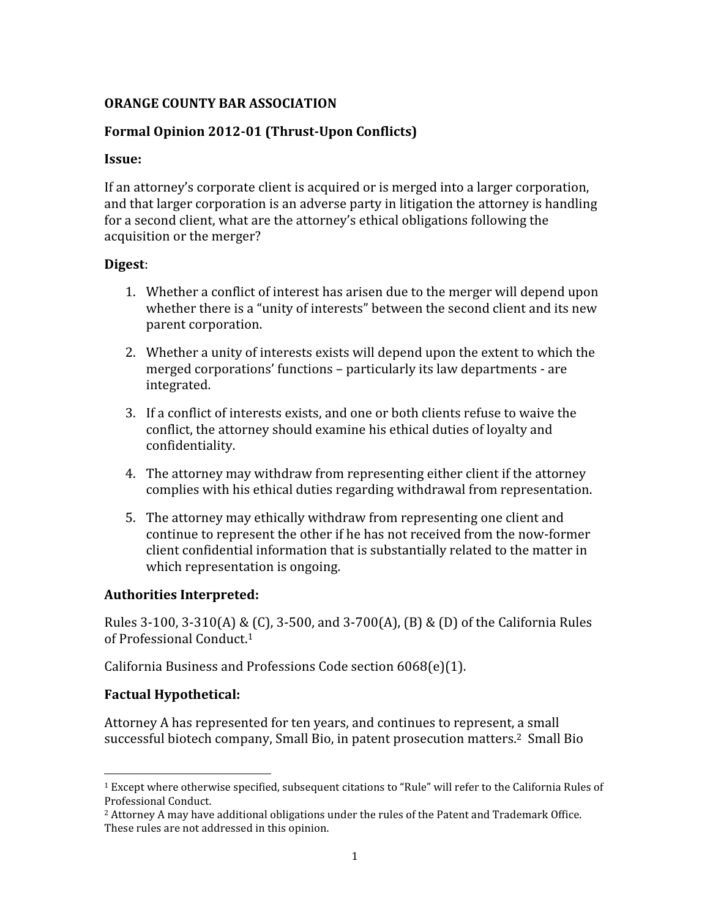**ORANGE COUNTY BAR ASSOCIATION**

**Formal Opinion 2012-01 (Thrust-Upon Conflicts)**

**Issue:**

If an attorney's corporate client is acquired or is merged into a larger corporation, and that larger corporation is an adverse party in litigation the attorney is handling for a second client, what are the attorney's ethical obligations following the acquisition or the merger?

**Digest**:

1. Whether a conflict of interest has arisen due to the merger will depend upon whether there is a "unity of interests" between the second client and its new parent corporation.

2. Whether a unity of interests exists will depend upon the extent to which the merged corporations' functions – particularly its law departments - are integrated.

3. If a conflict of interests exists, and one or both clients refuse to waive the conflict, the attorney should examine his ethical duties of loyalty and confidentiality.

4. The attorney may withdraw from representing either client if the attorney complies with his ethical duties regarding withdrawal from representation.

5. The attorney may ethically withdraw from representing one client and continue to represent the other if he has not received from the now-former client confidential information that is substantially related to the matter in which representation is ongoing.

**Authorities Interpreted:**

Rules 3-100, 3-310(A) & (C), 3-500, and 3-700(A), (B) & (D) of the California Rules of Professional Conduct.[1]

California Business and Professions Code section 6068(e)(1).

**Factual Hypothetical:**

Attorney A has represented for ten years, and continues to represent, a small successful biotech company, Small Bio, in patent prosecution matters.[2] Small Bio

---

[1] Except where otherwise specified, subsequent citations to "Rule" will refer to the California Rules of Professional Conduct.

[2] Attorney A may have additional obligations under the rules of the Patent and Trademark Office. These rules are not addressed in this opinion.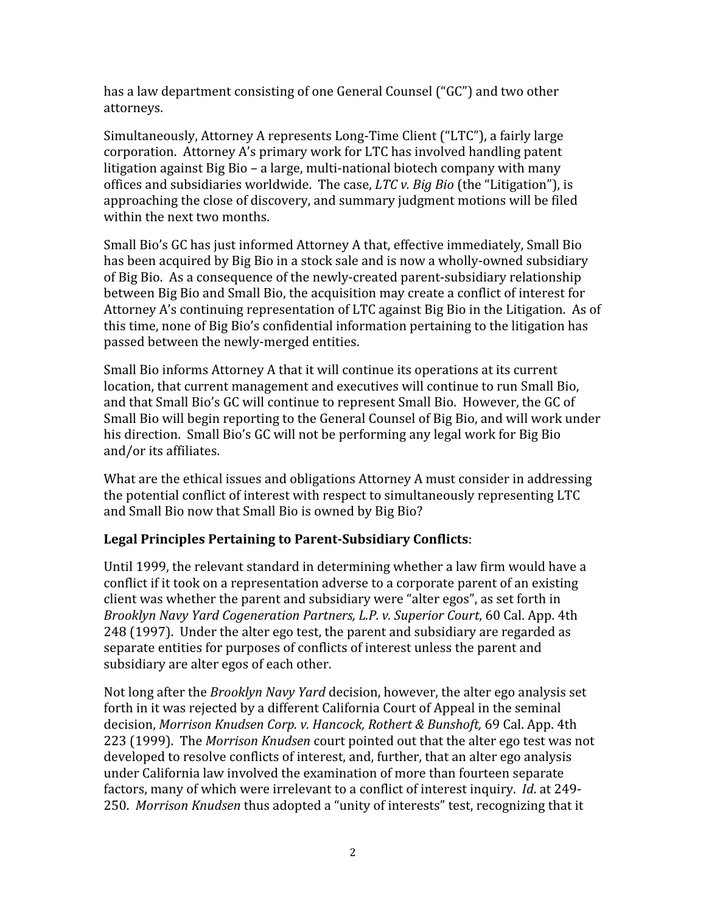has a law department consisting of one General Counsel ("GC") and two other attorneys.

Simultaneously, Attorney A represents Long-Time Client ("LTC"), a fairly large corporation. Attorney A's primary work for LTC has involved handling patent litigation against Big Bio – a large, multi-national biotech company with many offices and subsidiaries worldwide. The case, *LTC v. Big Bio* (the "Litigation"), is approaching the close of discovery, and summary judgment motions will be filed within the next two months.

Small Bio's GC has just informed Attorney A that, effective immediately, Small Bio has been acquired by Big Bio in a stock sale and is now a wholly-owned subsidiary of Big Bio. As a consequence of the newly-created parent-subsidiary relationship between Big Bio and Small Bio, the acquisition may create a conflict of interest for Attorney A's continuing representation of LTC against Big Bio in the Litigation. As of this time, none of Big Bio's confidential information pertaining to the litigation has passed between the newly-merged entities.

Small Bio informs Attorney A that it will continue its operations at its current location, that current management and executives will continue to run Small Bio, and that Small Bio's GC will continue to represent Small Bio. However, the GC of Small Bio will begin reporting to the General Counsel of Big Bio, and will work under his direction. Small Bio's GC will not be performing any legal work for Big Bio and/or its affiliates.

What are the ethical issues and obligations Attorney A must consider in addressing the potential conflict of interest with respect to simultaneously representing LTC and Small Bio now that Small Bio is owned by Big Bio?

**Legal Principles Pertaining to Parent-Subsidiary Conflicts**:

Until 1999, the relevant standard in determining whether a law firm would have a conflict if it took on a representation adverse to a corporate parent of an existing client was whether the parent and subsidiary were "alter egos", as set forth in *Brooklyn Navy Yard Cogeneration Partners, L.P. v. Superior Court*, 60 Cal. App. 4th 248 (1997). Under the alter ego test, the parent and subsidiary are regarded as separate entities for purposes of conflicts of interest unless the parent and subsidiary are alter egos of each other.

Not long after the *Brooklyn Navy Yard* decision, however, the alter ego analysis set forth in it was rejected by a different California Court of Appeal in the seminal decision, *Morrison Knudsen Corp. v. Hancock, Rothert & Bunshoft,* 69 Cal. App. 4th 223 (1999). The *Morrison Knudsen* court pointed out that the alter ego test was not developed to resolve conflicts of interest, and, further, that an alter ego analysis under California law involved the examination of more than fourteen separate factors, many of which were irrelevant to a conflict of interest inquiry. *Id*. at 249-250. *Morrison Knudsen* thus adopted a "unity of interests" test, recognizing that it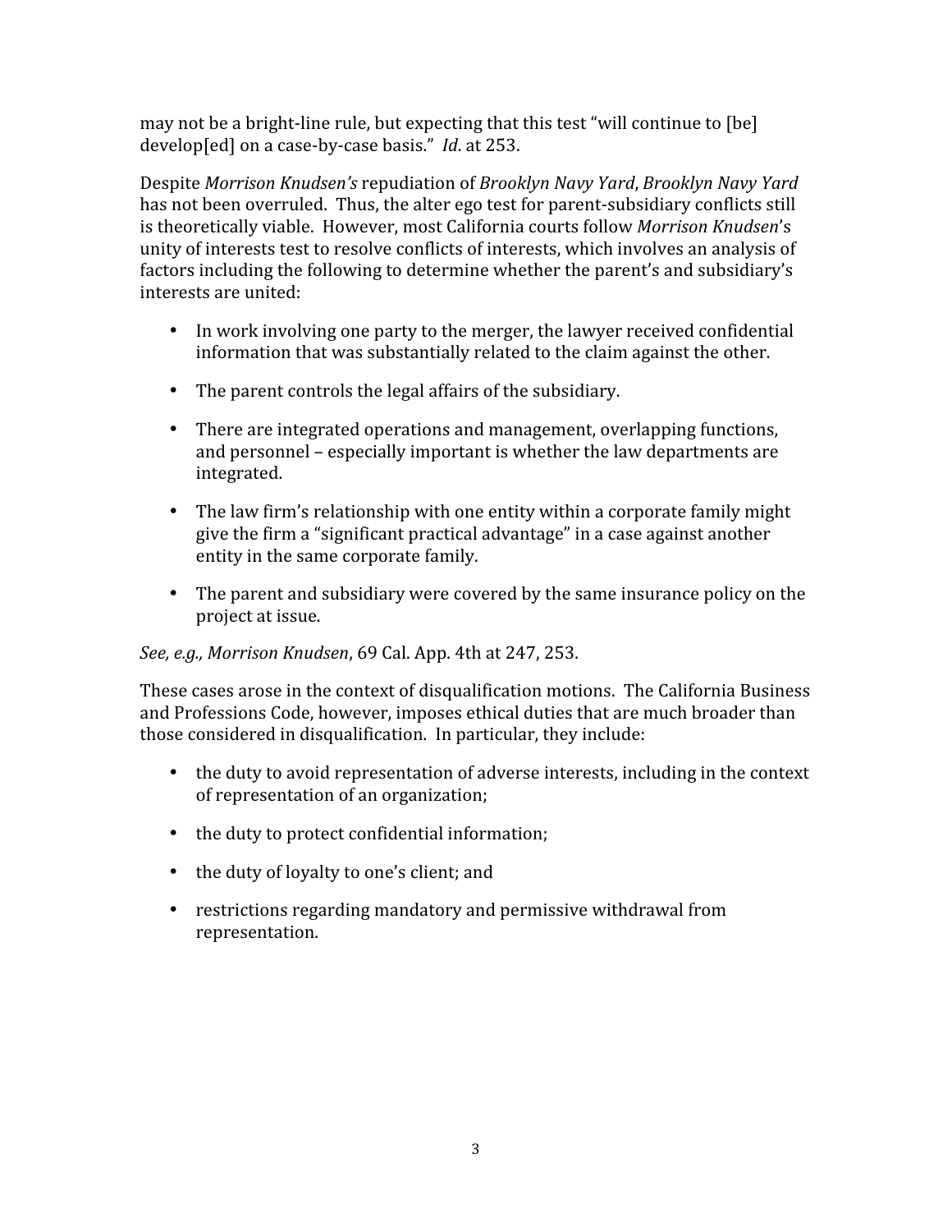may not be a bright-line rule, but expecting that this test "will continue to [be] develop[ed] on a case-by-case basis." *Id*. at 253.

Despite *Morrison Knudsen's* repudiation of *Brooklyn Navy Yard*, *Brooklyn Navy Yard* has not been overruled. Thus, the alter ego test for parent-subsidiary conflicts still is theoretically viable. However, most California courts follow *Morrison Knudsen*'s unity of interests test to resolve conflicts of interests, which involves an analysis of factors including the following to determine whether the parent's and subsidiary's interests are united:

- In work involving one party to the merger, the lawyer received confidential information that was substantially related to the claim against the other.
- The parent controls the legal affairs of the subsidiary.
- There are integrated operations and management, overlapping functions, and personnel – especially important is whether the law departments are integrated.
- The law firm's relationship with one entity within a corporate family might give the firm a "significant practical advantage" in a case against another entity in the same corporate family.
- The parent and subsidiary were covered by the same insurance policy on the project at issue.

*See, e.g., Morrison Knudsen*, 69 Cal. App. 4th at 247, 253.

These cases arose in the context of disqualification motions. The California Business and Professions Code, however, imposes ethical duties that are much broader than those considered in disqualification. In particular, they include:

- the duty to avoid representation of adverse interests, including in the context of representation of an organization;
- the duty to protect confidential information;
- the duty of loyalty to one's client; and
- restrictions regarding mandatory and permissive withdrawal from representation.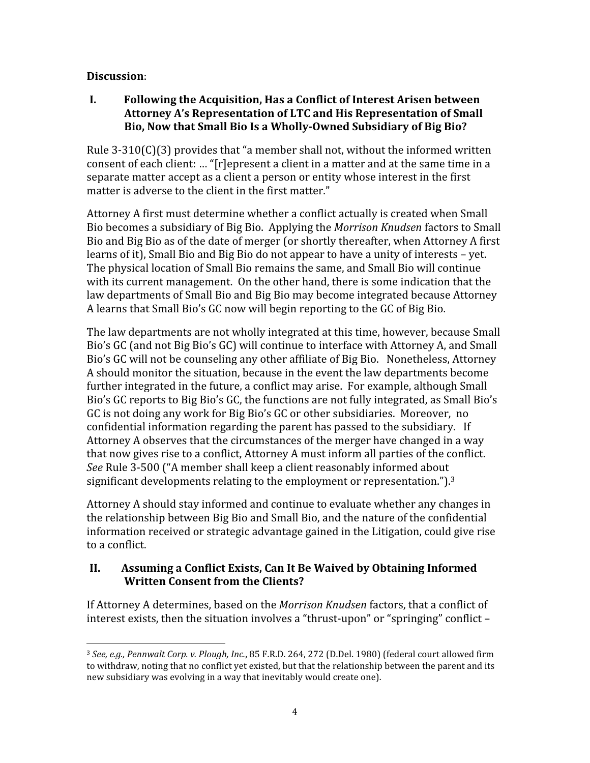**Discussion**:

## I. Following the Acquisition, Has a Conflict of Interest Arisen between Attorney A's Representation of LTC and His Representation of Small Bio, Now that Small Bio Is a Wholly-Owned Subsidiary of Big Bio?

Rule 3-310(C)(3) provides that "a member shall not, without the informed written consent of each client: … "[r]epresent a client in a matter and at the same time in a separate matter accept as a client a person or entity whose interest in the first matter is adverse to the client in the first matter."

Attorney A first must determine whether a conflict actually is created when Small Bio becomes a subsidiary of Big Bio. Applying the *Morrison Knudsen* factors to Small Bio and Big Bio as of the date of merger (or shortly thereafter, when Attorney A first learns of it), Small Bio and Big Bio do not appear to have a unity of interests – yet. The physical location of Small Bio remains the same, and Small Bio will continue with its current management. On the other hand, there is some indication that the law departments of Small Bio and Big Bio may become integrated because Attorney A learns that Small Bio's GC now will begin reporting to the GC of Big Bio.

The law departments are not wholly integrated at this time, however, because Small Bio's GC (and not Big Bio's GC) will continue to interface with Attorney A, and Small Bio's GC will not be counseling any other affiliate of Big Bio. Nonetheless, Attorney A should monitor the situation, because in the event the law departments become further integrated in the future, a conflict may arise. For example, although Small Bio's GC reports to Big Bio's GC, the functions are not fully integrated, as Small Bio's GC is not doing any work for Big Bio's GC or other subsidiaries. Moreover, no confidential information regarding the parent has passed to the subsidiary. If Attorney A observes that the circumstances of the merger have changed in a way that now gives rise to a conflict, Attorney A must inform all parties of the conflict. *See* Rule 3-500 ("A member shall keep a client reasonably informed about significant developments relating to the employment or representation.").[3]

Attorney A should stay informed and continue to evaluate whether any changes in the relationship between Big Bio and Small Bio, and the nature of the confidential information received or strategic advantage gained in the Litigation, could give rise to a conflict.

## II. Assuming a Conflict Exists, Can It Be Waived by Obtaining Informed Written Consent from the Clients?

If Attorney A determines, based on the *Morrison Knudsen* factors, that a conflict of interest exists, then the situation involves a "thrust-upon" or "springing" conflict –

---

[3] *See, e.g., Pennwalt Corp. v. Plough, Inc.*, 85 F.R.D. 264, 272 (D.Del. 1980) (federal court allowed firm to withdraw, noting that no conflict yet existed, but that the relationship between the parent and its new subsidiary was evolving in a way that inevitably would create one).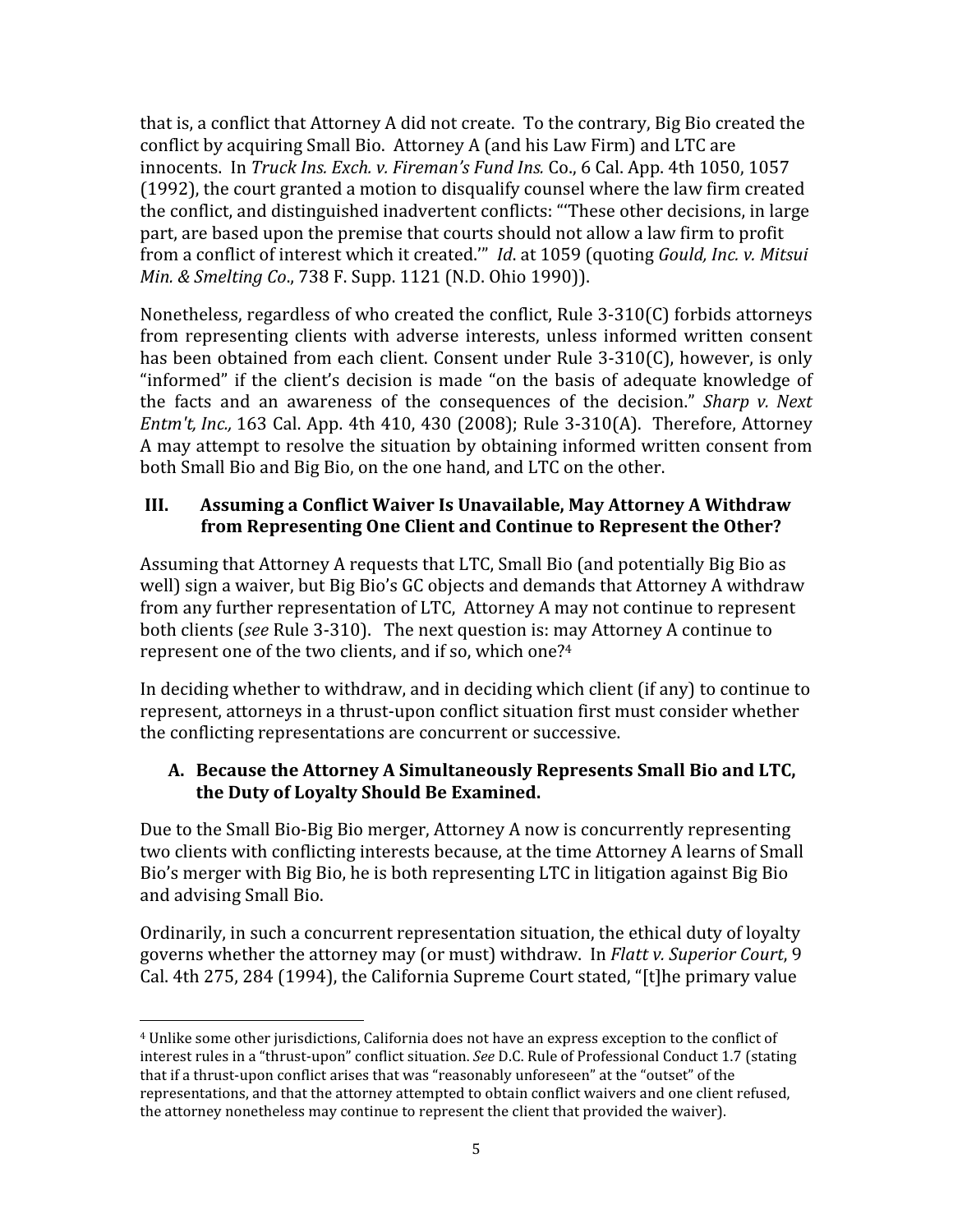that is, a conflict that Attorney A did not create. To the contrary, Big Bio created the conflict by acquiring Small Bio. Attorney A (and his Law Firm) and LTC are innocents. In *Truck Ins. Exch. v. Fireman's Fund Ins.* Co., 6 Cal. App. 4th 1050, 1057 (1992), the court granted a motion to disqualify counsel where the law firm created the conflict, and distinguished inadvertent conflicts: "'These other decisions, in large part, are based upon the premise that courts should not allow a law firm to profit from a conflict of interest which it created.'" *Id*. at 1059 (quoting *Gould, Inc. v. Mitsui Min. & Smelting Co*., 738 F. Supp. 1121 (N.D. Ohio 1990)).

Nonetheless, regardless of who created the conflict, Rule 3-310(C) forbids attorneys from representing clients with adverse interests, unless informed written consent has been obtained from each client. Consent under Rule 3-310(C), however, is only "informed" if the client's decision is made "on the basis of adequate knowledge of the facts and an awareness of the consequences of the decision." *Sharp v. Next Entm't, Inc.,* 163 Cal. App. 4th 410, 430 (2008); Rule 3-310(A). Therefore, Attorney A may attempt to resolve the situation by obtaining informed written consent from both Small Bio and Big Bio, on the one hand, and LTC on the other.

## III. Assuming a Conflict Waiver Is Unavailable, May Attorney A Withdraw from Representing One Client and Continue to Represent the Other?

Assuming that Attorney A requests that LTC, Small Bio (and potentially Big Bio as well) sign a waiver, but Big Bio's GC objects and demands that Attorney A withdraw from any further representation of LTC, Attorney A may not continue to represent both clients (*see* Rule 3-310). The next question is: may Attorney A continue to represent one of the two clients, and if so, which one?[4]

In deciding whether to withdraw, and in deciding which client (if any) to continue to represent, attorneys in a thrust-upon conflict situation first must consider whether the conflicting representations are concurrent or successive.

### A. Because the Attorney A Simultaneously Represents Small Bio and LTC, the Duty of Loyalty Should Be Examined.

Due to the Small Bio-Big Bio merger, Attorney A now is concurrently representing two clients with conflicting interests because, at the time Attorney A learns of Small Bio's merger with Big Bio, he is both representing LTC in litigation against Big Bio and advising Small Bio.

Ordinarily, in such a concurrent representation situation, the ethical duty of loyalty governs whether the attorney may (or must) withdraw. In *Flatt v. Superior Court*, 9 Cal. 4th 275, 284 (1994), the California Supreme Court stated, "[t]he primary value

[4] Unlike some other jurisdictions, California does not have an express exception to the conflict of interest rules in a "thrust-upon" conflict situation. *See* D.C. Rule of Professional Conduct 1.7 (stating that if a thrust-upon conflict arises that was "reasonably unforeseen" at the "outset" of the representations, and that the attorney attempted to obtain conflict waivers and one client refused, the attorney nonetheless may continue to represent the client that provided the waiver).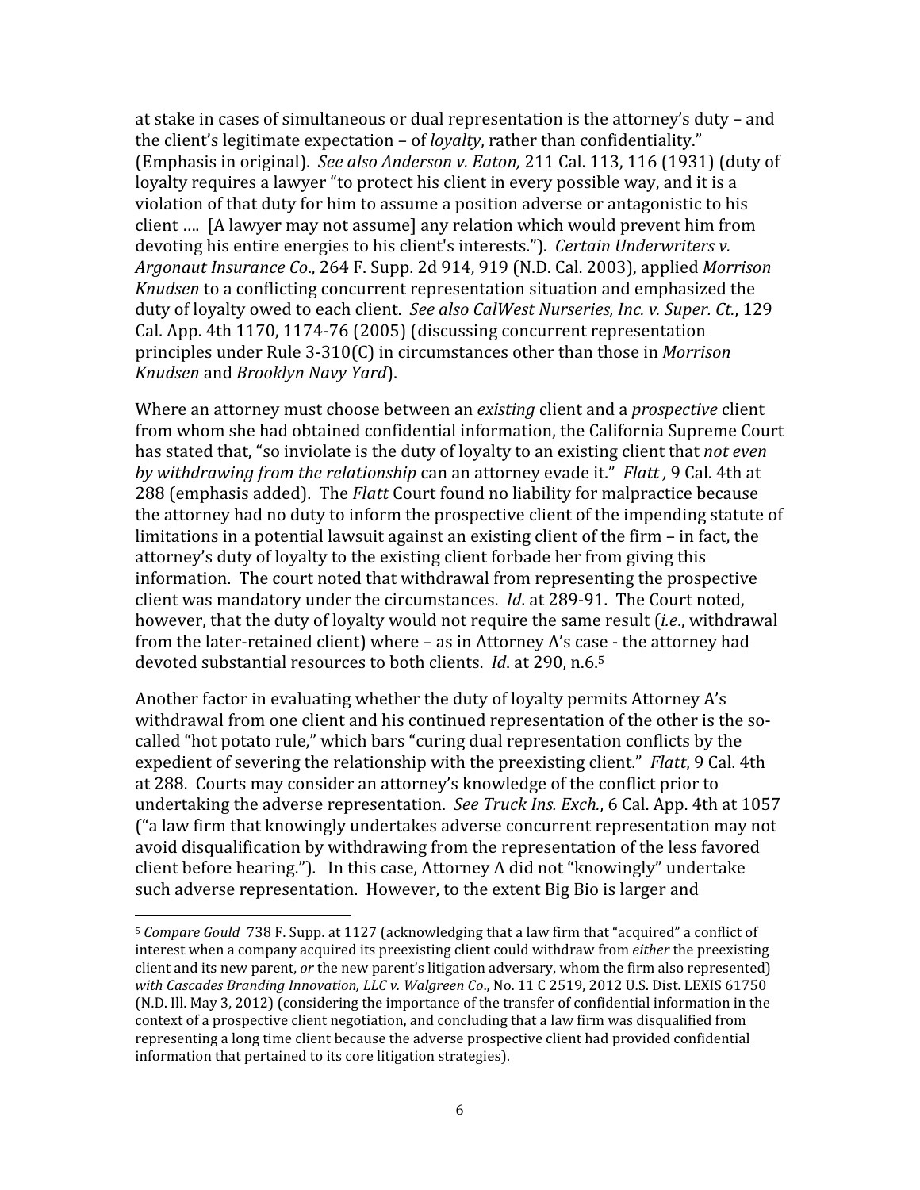at stake in cases of simultaneous or dual representation is the attorney's duty – and the client's legitimate expectation – of *loyalty*, rather than confidentiality." (Emphasis in original). *See also Anderson v. Eaton,* 211 Cal. 113, 116 (1931) (duty of loyalty requires a lawyer "to protect his client in every possible way, and it is a violation of that duty for him to assume a position adverse or antagonistic to his client …. [A lawyer may not assume] any relation which would prevent him from devoting his entire energies to his client's interests."). *Certain Underwriters v. Argonaut Insurance Co*., 264 F. Supp. 2d 914, 919 (N.D. Cal. 2003), applied *Morrison Knudsen* to a conflicting concurrent representation situation and emphasized the duty of loyalty owed to each client. *See also CalWest Nurseries, Inc. v. Super. Ct.*, 129 Cal. App. 4th 1170, 1174-76 (2005) (discussing concurrent representation principles under Rule 3-310(C) in circumstances other than those in *Morrison Knudsen* and *Brooklyn Navy Yard*).

Where an attorney must choose between an *existing* client and a *prospective* client from whom she had obtained confidential information, the California Supreme Court has stated that, "so inviolate is the duty of loyalty to an existing client that *not even by withdrawing from the relationship* can an attorney evade it." *Flatt ,* 9 Cal. 4th at 288 (emphasis added). The *Flatt* Court found no liability for malpractice because the attorney had no duty to inform the prospective client of the impending statute of limitations in a potential lawsuit against an existing client of the firm – in fact, the attorney's duty of loyalty to the existing client forbade her from giving this information. The court noted that withdrawal from representing the prospective client was mandatory under the circumstances. *Id*. at 289-91. The Court noted, however, that the duty of loyalty would not require the same result (*i.e*., withdrawal from the later-retained client) where – as in Attorney A's case - the attorney had devoted substantial resources to both clients. *Id*. at 290, n.6.[5]

Another factor in evaluating whether the duty of loyalty permits Attorney A's withdrawal from one client and his continued representation of the other is the so-called "hot potato rule," which bars "curing dual representation conflicts by the expedient of severing the relationship with the preexisting client." *Flatt*, 9 Cal. 4th at 288. Courts may consider an attorney's knowledge of the conflict prior to undertaking the adverse representation. *See Truck Ins. Exch.*, 6 Cal. App. 4th at 1057 ("a law firm that knowingly undertakes adverse concurrent representation may not avoid disqualification by withdrawing from the representation of the less favored client before hearing."). In this case, Attorney A did not "knowingly" undertake such adverse representation. However, to the extent Big Bio is larger and

---

[5] *Compare Gould* 738 F. Supp. at 1127 (acknowledging that a law firm that "acquired" a conflict of interest when a company acquired its preexisting client could withdraw from *either* the preexisting client and its new parent, *or* the new parent's litigation adversary, whom the firm also represented) *with Cascades Branding Innovation, LLC v. Walgreen Co*., No. 11 C 2519, 2012 U.S. Dist. LEXIS 61750 (N.D. Ill. May 3, 2012) (considering the importance of the transfer of confidential information in the context of a prospective client negotiation, and concluding that a law firm was disqualified from representing a long time client because the adverse prospective client had provided confidential information that pertained to its core litigation strategies).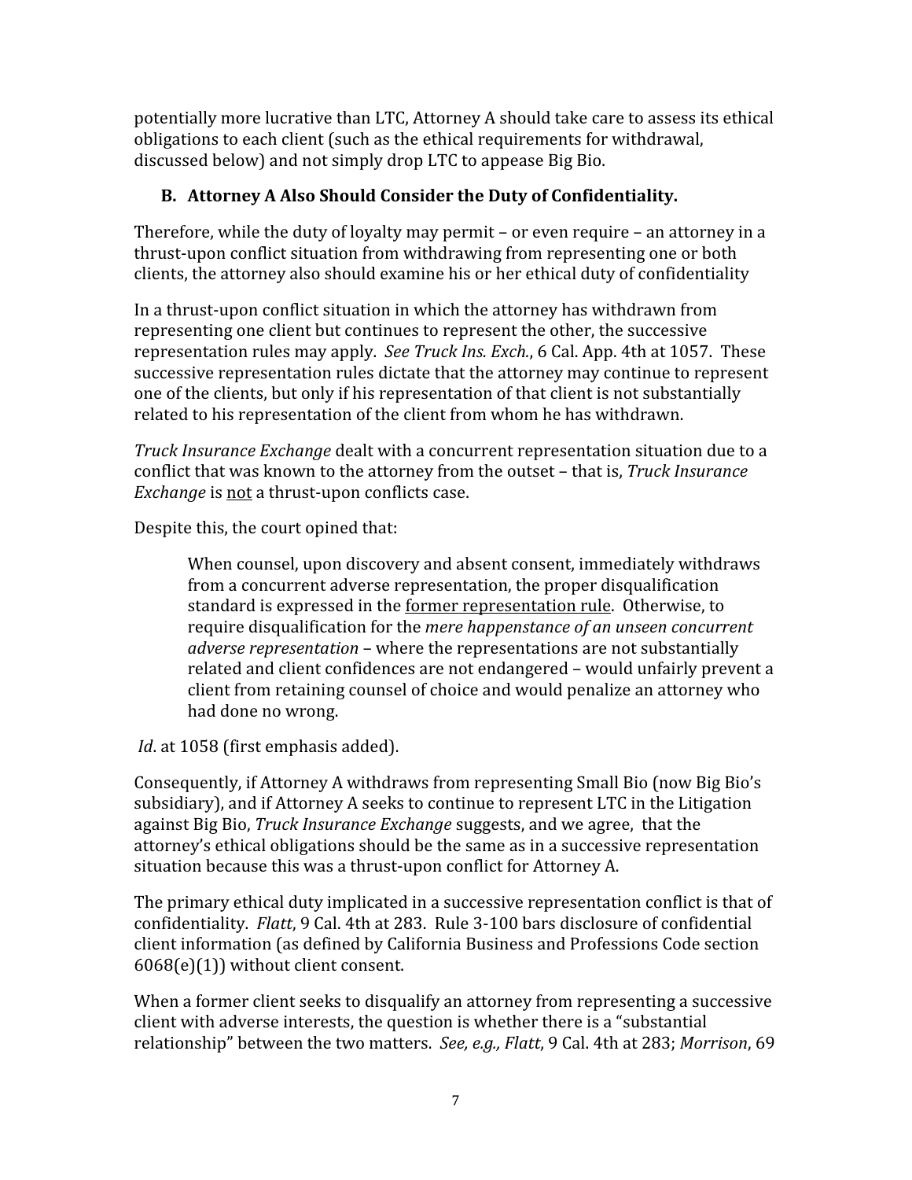potentially more lucrative than LTC, Attorney A should take care to assess its ethical obligations to each client (such as the ethical requirements for withdrawal, discussed below) and not simply drop LTC to appease Big Bio.

### B. Attorney A Also Should Consider the Duty of Confidentiality.

Therefore, while the duty of loyalty may permit – or even require – an attorney in a thrust-upon conflict situation from withdrawing from representing one or both clients, the attorney also should examine his or her ethical duty of confidentiality

In a thrust-upon conflict situation in which the attorney has withdrawn from representing one client but continues to represent the other, the successive representation rules may apply. *See Truck Ins. Exch.*, 6 Cal. App. 4th at 1057. These successive representation rules dictate that the attorney may continue to represent one of the clients, but only if his representation of that client is not substantially related to his representation of the client from whom he has withdrawn.

*Truck Insurance Exchange* dealt with a concurrent representation situation due to a conflict that was known to the attorney from the outset – that is, *Truck Insurance Exchange* is <u>not</u> a thrust-upon conflicts case.

Despite this, the court opined that:

> When counsel, upon discovery and absent consent, immediately withdraws from a concurrent adverse representation, the proper disqualification standard is expressed in the <u>former representation rule</u>. Otherwise, to require disqualification for the *mere happenstance of an unseen concurrent adverse representation* – where the representations are not substantially related and client confidences are not endangered – would unfairly prevent a client from retaining counsel of choice and would penalize an attorney who had done no wrong.

*Id*. at 1058 (first emphasis added).

Consequently, if Attorney A withdraws from representing Small Bio (now Big Bio's subsidiary), and if Attorney A seeks to continue to represent LTC in the Litigation against Big Bio, *Truck Insurance Exchange* suggests, and we agree, that the attorney's ethical obligations should be the same as in a successive representation situation because this was a thrust-upon conflict for Attorney A.

The primary ethical duty implicated in a successive representation conflict is that of confidentiality. *Flatt*, 9 Cal. 4th at 283. Rule 3-100 bars disclosure of confidential client information (as defined by California Business and Professions Code section 6068(e)(1)) without client consent.

When a former client seeks to disqualify an attorney from representing a successive client with adverse interests, the question is whether there is a "substantial relationship" between the two matters. *See, e.g., Flatt*, 9 Cal. 4th at 283; *Morrison*, 69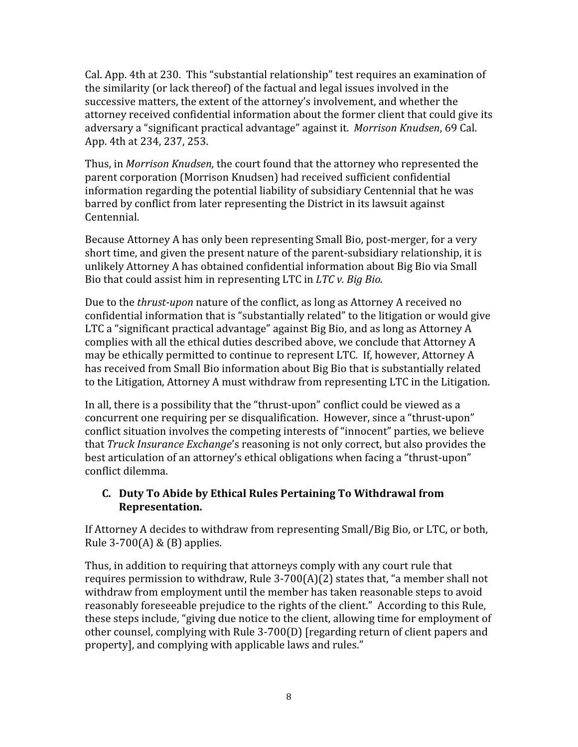Cal. App. 4th at 230. This "substantial relationship" test requires an examination of the similarity (or lack thereof) of the factual and legal issues involved in the successive matters, the extent of the attorney's involvement, and whether the attorney received confidential information about the former client that could give its adversary a "significant practical advantage" against it. *Morrison Knudsen*, 69 Cal. App. 4th at 234, 237, 253.

Thus, in *Morrison Knudsen,* the court found that the attorney who represented the parent corporation (Morrison Knudsen) had received sufficient confidential information regarding the potential liability of subsidiary Centennial that he was barred by conflict from later representing the District in its lawsuit against Centennial.

Because Attorney A has only been representing Small Bio, post-merger, for a very short time, and given the present nature of the parent-subsidiary relationship, it is unlikely Attorney A has obtained confidential information about Big Bio via Small Bio that could assist him in representing LTC in *LTC v. Big Bio.*

Due to the *thrust-upon* nature of the conflict, as long as Attorney A received no confidential information that is "substantially related" to the litigation or would give LTC a "significant practical advantage" against Big Bio, and as long as Attorney A complies with all the ethical duties described above, we conclude that Attorney A may be ethically permitted to continue to represent LTC. If, however, Attorney A has received from Small Bio information about Big Bio that is substantially related to the Litigation, Attorney A must withdraw from representing LTC in the Litigation.

In all, there is a possibility that the "thrust-upon" conflict could be viewed as a concurrent one requiring per se disqualification. However, since a "thrust-upon" conflict situation involves the competing interests of "innocent" parties, we believe that *Truck Insurance Exchange*'s reasoning is not only correct, but also provides the best articulation of an attorney's ethical obligations when facing a "thrust-upon" conflict dilemma.

### C. Duty To Abide by Ethical Rules Pertaining To Withdrawal from Representation.

If Attorney A decides to withdraw from representing Small/Big Bio, or LTC, or both, Rule 3-700(A) & (B) applies.

Thus, in addition to requiring that attorneys comply with any court rule that requires permission to withdraw, Rule 3-700(A)(2) states that, "a member shall not withdraw from employment until the member has taken reasonable steps to avoid reasonably foreseeable prejudice to the rights of the client." According to this Rule, these steps include, "giving due notice to the client, allowing time for employment of other counsel, complying with Rule 3-700(D) [regarding return of client papers and property], and complying with applicable laws and rules."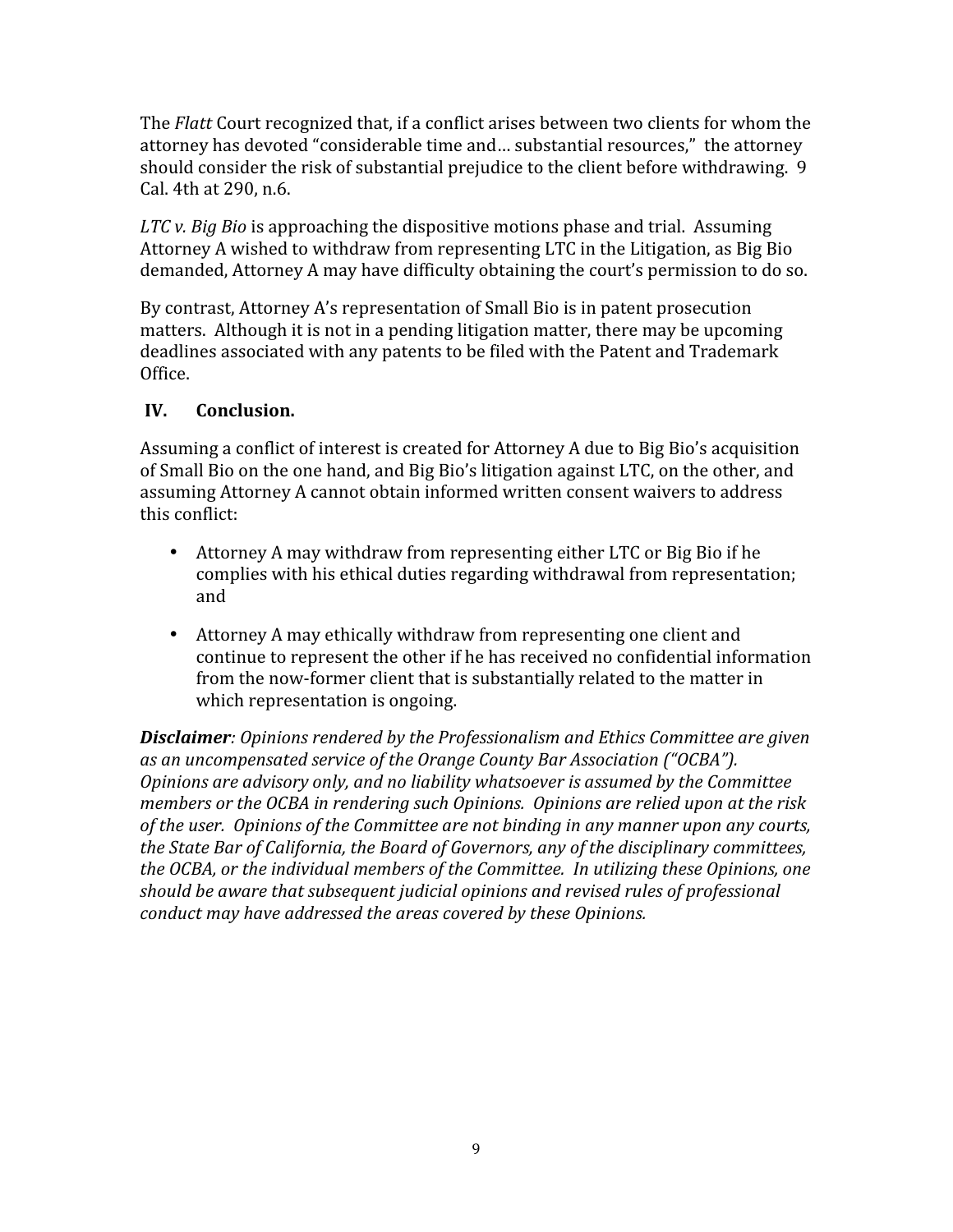The *Flatt* Court recognized that, if a conflict arises between two clients for whom the attorney has devoted "considerable time and… substantial resources," the attorney should consider the risk of substantial prejudice to the client before withdrawing. 9 Cal. 4th at 290, n.6.

*LTC v. Big Bio* is approaching the dispositive motions phase and trial. Assuming Attorney A wished to withdraw from representing LTC in the Litigation, as Big Bio demanded, Attorney A may have difficulty obtaining the court's permission to do so.

By contrast, Attorney A's representation of Small Bio is in patent prosecution matters. Although it is not in a pending litigation matter, there may be upcoming deadlines associated with any patents to be filed with the Patent and Trademark Office.

## IV. Conclusion.

Assuming a conflict of interest is created for Attorney A due to Big Bio's acquisition of Small Bio on the one hand, and Big Bio's litigation against LTC, on the other, and assuming Attorney A cannot obtain informed written consent waivers to address this conflict:

- Attorney A may withdraw from representing either LTC or Big Bio if he complies with his ethical duties regarding withdrawal from representation; and

- Attorney A may ethically withdraw from representing one client and continue to represent the other if he has received no confidential information from the now-former client that is substantially related to the matter in which representation is ongoing.

***Disclaimer****: Opinions rendered by the Professionalism and Ethics Committee are given as an uncompensated service of the Orange County Bar Association ("OCBA"). Opinions are advisory only, and no liability whatsoever is assumed by the Committee members or the OCBA in rendering such Opinions. Opinions are relied upon at the risk of the user. Opinions of the Committee are not binding in any manner upon any courts, the State Bar of California, the Board of Governors, any of the disciplinary committees, the OCBA, or the individual members of the Committee. In utilizing these Opinions, one should be aware that subsequent judicial opinions and revised rules of professional conduct may have addressed the areas covered by these Opinions.*